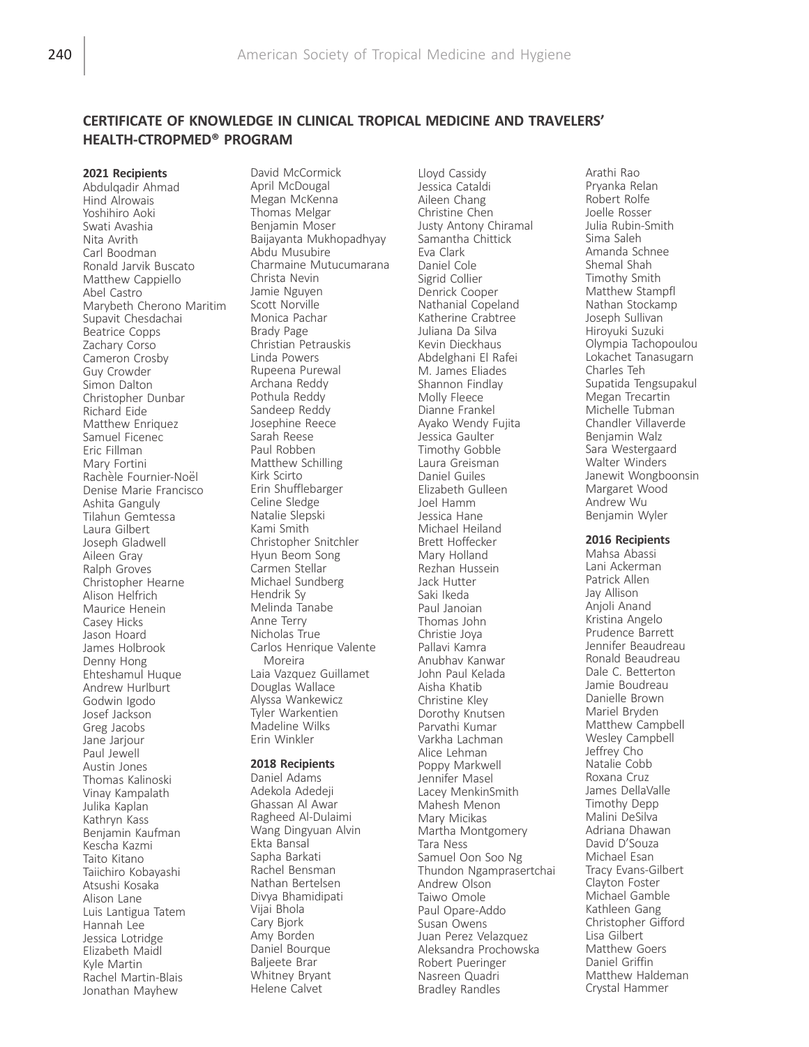## CERTIFICATE OF KNOWLEDGE IN CLINICAL TROPICAL MEDICINE AND TRAVELERS' HEALTH-CTROPMED® PROGRAM

### 2021 Recipients

Abdulqadir Ahmad
Hind Alrowais
Yoshihiro Aoki
Swati Avashia
Nita Avrith
Carl Boodman
Ronald Jarvik Buscato
Matthew Cappiello
Abel Castro
Marybeth Cherono Maritim
Supavit Chesdachai
Beatrice Copps
Zachary Corso
Cameron Crosby
Guy Crowder
Simon Dalton
Christopher Dunbar
Richard Eide
Matthew Enriquez
Samuel Ficenec
Eric Fillman
Mary Fortini
Rachèle Fournier-Noël
Denise Marie Francisco
Ashita Ganguly
Tilahun Gemtessa
Laura Gilbert
Joseph Gladwell
Aileen Gray
Ralph Groves
Christopher Hearne
Alison Helfrich
Maurice Henein
Casey Hicks
Jason Hoard
James Holbrook
Denny Hong
Ehteshamul Huque
Andrew Hurlburt
Godwin Igodo
Josef Jackson
Greg Jacobs
Jane Jarjour
Paul Jewell
Austin Jones
Thomas Kalinoski
Vinay Kampalath
Julika Kaplan
Kathryn Kass
Benjamin Kaufman
Kescha Kazmi
Taito Kitano
Taiichiro Kobayashi
Atsushi Kosaka
Alison Lane
Luis Lantigua Tatem
Hannah Lee
Jessica Lotridge
Elizabeth Maidl
Kyle Martin
Rachel Martin-Blais
Jonathan Mayhew
David McCormick
April McDougal
Megan McKenna
Thomas Melgar
Benjamin Moser
Baijayanta Mukhopadhyay
Abdu Musubire
Charmaine Mutucumarana
Christa Nevin
Jamie Nguyen
Scott Norville
Monica Pachar
Brady Page
Christian Petrauskis
Linda Powers
Rupeena Purewal
Archana Reddy
Pothula Reddy
Sandeep Reddy
Josephine Reece
Sarah Reese
Paul Robben
Matthew Schilling
Kirk Scirto
Erin Shufflebarger
Celine Sledge
Natalie Slepski
Kami Smith
Christopher Snitchler
Hyun Beom Song
Carmen Stellar
Michael Sundberg
Hendrik Sy
Melinda Tanabe
Anne Terry
Nicholas True
Carlos Henrique Valente Moreira
Laia Vazquez Guillamet
Douglas Wallace
Alyssa Wankewicz
Tyler Warkentien
Madeline Wilks
Erin Winkler

### 2018 Recipients

Daniel Adams
Adekola Adedeji
Ghassan Al Awar
Ragheed Al-Dulaimi
Wang Dingyuan Alvin
Ekta Bansal
Sapha Barkati
Rachel Bensman
Nathan Bertelsen
Divya Bhamidipati
Vijai Bhola
Cary Bjork
Amy Borden
Daniel Bourque
Baljeete Brar
Whitney Bryant
Helene Calvet
Lloyd Cassidy
Jessica Cataldi
Aileen Chang
Christine Chen
Justy Antony Chiramal
Samantha Chittick
Eva Clark
Daniel Cole
Sigrid Collier
Denrick Cooper
Nathanial Copeland
Katherine Crabtree
Juliana Da Silva
Kevin Dieckhaus
Abdelghani El Rafei
M. James Eliades
Shannon Findlay
Molly Fleece
Dianne Frankel
Ayako Wendy Fujita
Jessica Gaulter
Timothy Gobble
Laura Greisman
Daniel Guiles
Elizabeth Gulleen
Joel Hamm
Jessica Hane
Michael Heiland
Brett Hoffecker
Mary Holland
Rezhan Hussein
Jack Hutter
Saki Ikeda
Paul Janoian
Thomas John
Christie Joya
Pallavi Kamra
Anubhav Kanwar
John Paul Kelada
Aisha Khatib
Christine Kley
Dorothy Knutsen
Parvathi Kumar
Varkha Lachman
Alice Lehman
Poppy Markwell
Jennifer Masel
Lacey MenkinSmith
Mahesh Menon
Mary Micikas
Martha Montgomery
Tara Ness
Samuel Oon Soo Ng
Thundon Ngamprasertchai
Andrew Olson
Taiwo Omole
Paul Opare-Addo
Susan Owens
Juan Perez Velazquez
Aleksandra Prochowska
Robert Pueringer
Nasreen Quadri
Bradley Randles
Arathi Rao
Pryanka Relan
Robert Rolfe
Joelle Rosser
Julia Rubin-Smith
Sima Saleh
Amanda Schnee
Shemal Shah
Timothy Smith
Matthew Stampfl
Nathan Stockamp
Joseph Sullivan
Hiroyuki Suzuki
Olympia Tachopoulou
Lokachet Tanasugarn
Charles Teh
Supatida Tengsupakul
Megan Trecartin
Michelle Tubman
Chandler Villaverde
Benjamin Walz
Sara Westergaard
Walter Winders
Janewit Wongboonsin
Margaret Wood
Andrew Wu
Benjamin Wyler

### 2016 Recipients

Mahsa Abassi
Lani Ackerman
Patrick Allen
Jay Allison
Anjoli Anand
Kristina Angelo
Prudence Barrett
Jennifer Beaudreau
Ronald Beaudreau
Dale C. Betterton
Jamie Boudreau
Danielle Brown
Mariel Bryden
Matthew Campbell
Wesley Campbell
Jeffrey Cho
Natalie Cobb
Roxana Cruz
James DellaValle
Timothy Depp
Malini DeSilva
Adriana Dhawan
David D'Souza
Michael Esan
Tracy Evans-Gilbert
Clayton Foster
Michael Gamble
Kathleen Gang
Christopher Gifford
Lisa Gilbert
Matthew Goers
Daniel Griffin
Matthew Haldeman
Crystal Hammer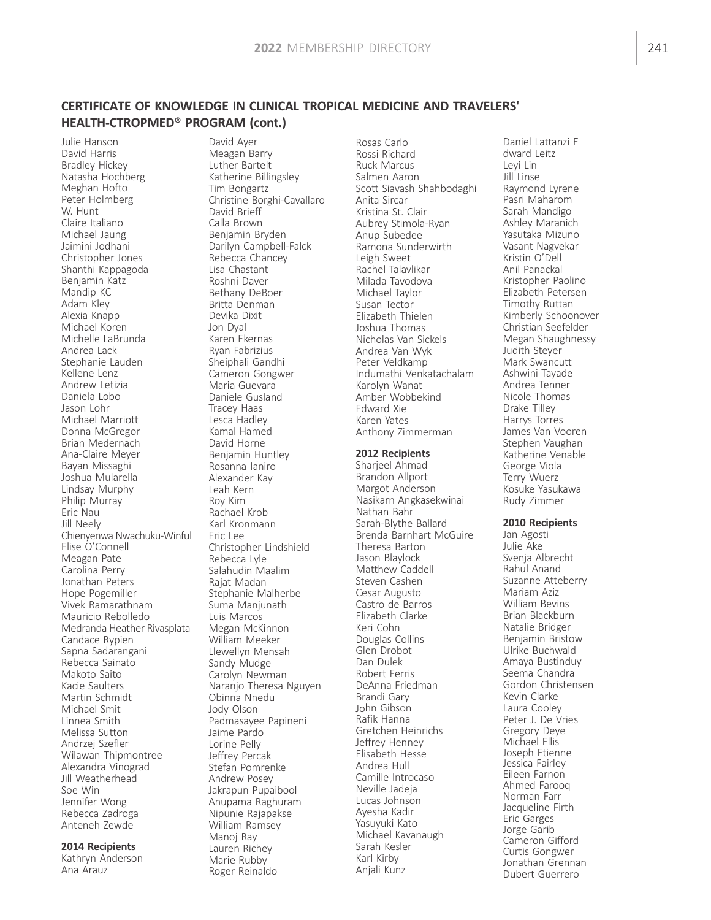## CERTIFICATE OF KNOWLEDGE IN CLINICAL TROPICAL MEDICINE AND TRAVELERS' HEALTH-CTROPMED® PROGRAM (cont.)

Julie Hanson
David Harris
Bradley Hickey
Natasha Hochberg
Meghan Hofto
Peter Holmberg
W. Hunt
Claire Italiano
Michael Jaung
Jaimini Jodhani
Christopher Jones
Shanthi Kappagoda
Benjamin Katz
Mandip KC
Adam Kley
Alexia Knapp
Michael Koren
Michelle LaBrunda
Andrea Lack
Stephanie Lauden
Kellene Lenz
Andrew Letizia
Daniela Lobo
Jason Lohr
Michael Marriott
Donna McGregor
Brian Medernach
Ana-Claire Meyer
Bayan Missaghi
Joshua Mularella
Lindsay Murphy
Philip Murray
Eric Nau
Jill Neely
Chienyenwa Nwachuku-Winful
Elise O'Connell
Meagan Pate
Carolina Perry
Jonathan Peters
Hope Pogemiller
Vivek Ramarathnam
Mauricio Rebolledo
Medranda Heather Rivasplata
Candace Rypien
Sapna Sadarangani
Rebecca Sainato
Makoto Saito
Kacie Saulters
Martin Schmidt
Michael Smit
Linnea Smith
Melissa Sutton
Andrzej Szefler
Wilawan Thipmontree
Alexandra Vinograd
Jill Weatherhead
Soe Win
Jennifer Wong
Rebecca Zadroga
Anteneh Zewde

**2014 Recipients**

Kathryn Anderson
Ana Arauz
David Ayer
Meagan Barry
Luther Bartelt
Katherine Billingsley
Tim Bongartz
Christine Borghi-Cavallaro
David Brieff
Calla Brown
Benjamin Bryden
Darilyn Campbell-Falck
Rebecca Chancey
Lisa Chastant
Roshni Daver
Bethany DeBoer
Britta Denman
Devika Dixit
Jon Dyal
Karen Ekernas
Ryan Fabrizius
Sheiphali Gandhi
Cameron Gongwer
Maria Guevara
Daniele Gusland
Tracey Haas
Lesca Hadley
Kamal Hamed
David Horne
Benjamin Huntley
Rosanna Ianiro
Alexander Kay
Leah Kern
Roy Kim
Rachael Krob
Karl Kronmann
Eric Lee
Christopher Lindshield
Rebecca Lyle
Salahudin Maalim
Rajat Madan
Stephanie Malherbe
Suma Manjunath
Luis Marcos
Megan McKinnon
William Meeker
Llewellyn Mensah
Sandy Mudge
Carolyn Newman
Naranjo Theresa Nguyen
Obinna Nnedu
Jody Olson
Padmasayee Papineni
Jaime Pardo
Lorine Pelly
Jeffrey Percak
Stefan Pomrenke
Andrew Posey
Jakrapun Pupaibool
Anupama Raghuram
Nipunie Rajapakse
William Ramsey
Manoj Ray
Lauren Richey
Marie Rubby
Roger Reinaldo
Rosas Carlo
Rossi Richard
Ruck Marcus
Salmen Aaron
Scott Siavash Shahbodaghi
Anita Sircar
Kristina St. Clair
Aubrey Stimola-Ryan
Anup Subedee
Ramona Sunderwirth
Leigh Sweet
Rachel Talavlikar
Milada Tavodova
Michael Taylor
Susan Tector
Elizabeth Thielen
Joshua Thomas
Nicholas Van Sickels
Andrea Van Wyk
Peter Veldkamp
Indumathi Venkatachalam
Karolyn Wanat
Amber Wobbekind
Edward Xie
Karen Yates
Anthony Zimmerman

**2012 Recipients**

Sharjeel Ahmad
Brandon Allport
Margot Anderson
Nasikarn Angkasekwinai
Nathan Bahr
Sarah-Blythe Ballard
Brenda Barnhart McGuire
Theresa Barton
Jason Blaylock
Matthew Caddell
Steven Cashen
Cesar Augusto
Castro de Barros
Elizabeth Clarke
Keri Cohn
Douglas Collins
Glen Drobot
Dan Dulek
Robert Ferris
DeAnna Friedman
Brandi Gary
John Gibson
Rafik Hanna
Gretchen Heinrichs
Jeffrey Henney
Elisabeth Hesse
Andrea Hull
Camille Introcaso
Neville Jadeja
Lucas Johnson
Ayesha Kadir
Yasuyuki Kato
Michael Kavanaugh
Sarah Kesler
Karl Kirby
Anjali Kunz
Daniel Lattanzi E
dward Leitz
Leyi Lin
Jill Linse
Raymond Lyrene
Pasri Maharom
Sarah Mandigo
Ashley Maranich
Yasutaka Mizuno
Vasant Nagvekar
Kristin O'Dell
Anil Panackal
Kristopher Paolino
Elizabeth Petersen
Timothy Ruttan
Kimberly Schoonover
Christian Seefelder
Megan Shaughnessy
Judith Steyer
Mark Swancutt
Ashwini Tayade
Andrea Tenner
Nicole Thomas
Drake Tilley
Harrys Torres
James Van Vooren
Stephen Vaughan
Katherine Venable
George Viola
Terry Wuerz
Kosuke Yasukawa
Rudy Zimmer

**2010 Recipients**

Jan Agosti
Julie Ake
Svenja Albrecht
Rahul Anand
Suzanne Atteberry
Mariam Aziz
William Bevins
Brian Blackburn
Natalie Bridger
Benjamin Bristow
Ulrike Buchwald
Amaya Bustinduy
Seema Chandra
Gordon Christensen
Kevin Clarke
Laura Cooley
Peter J. De Vries
Gregory Deye
Michael Ellis
Joseph Etienne
Jessica Fairley
Eileen Farnon
Ahmed Farooq
Norman Farr
Jacqueline Firth
Eric Garges
Jorge Garib
Cameron Gifford
Curtis Gongwer
Jonathan Grennan
Dubert Guerrero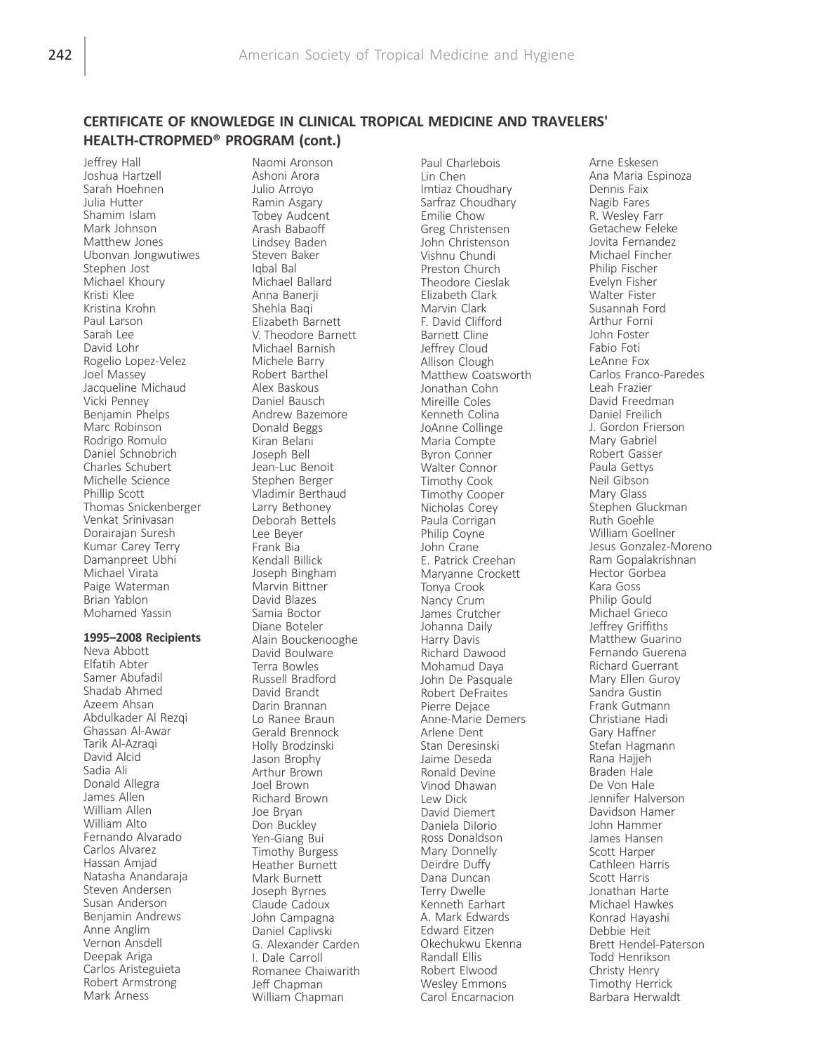## CERTIFICATE OF KNOWLEDGE IN CLINICAL TROPICAL MEDICINE AND TRAVELERS' HEALTH-CTROPMED® PROGRAM (cont.)

Jeffrey Hall
Joshua Hartzell
Sarah Hoehnen
Julia Hutter
Shamim Islam
Mark Johnson
Matthew Jones
Ubonvan Jongwutiwes
Stephen Jost
Michael Khoury
Kristi Klee
Kristina Krohn
Paul Larson
Sarah Lee
David Lohr
Rogelio Lopez-Velez
Joel Massey
Jacqueline Michaud
Vicki Penney
Benjamin Phelps
Marc Robinson
Rodrigo Romulo
Daniel Schnobrich
Charles Schubert
Michelle Science
Phillip Scott
Thomas Snickenberger
Venkat Srinivasan
Dorairajan Suresh
Kumar Carey Terry
Damanpreet Ubhi
Michael Virata
Paige Waterman
Brian Yablon
Mohamed Yassin

**1995–2008 Recipients**

Neva Abbott
Elfatih Abter
Samer Abufadil
Shadab Ahmed
Azeem Ahsan
Abdulkader Al Rezqi
Ghassan Al-Awar
Tarik Al-Azraqi
David Alcid
Sadia Ali
Donald Allegra
James Allen
William Allen
William Alto
Fernando Alvarado
Carlos Alvarez
Hassan Amjad
Natasha Anandaraja
Steven Andersen
Susan Anderson
Benjamin Andrews
Anne Anglim
Vernon Ansdell
Deepak Ariga
Carlos Aristeguieta
Robert Armstrong
Mark Arness
Naomi Aronson
Ashoni Arora
Julio Arroyo
Ramin Asgary
Tobey Audcent
Arash Babaoff
Lindsey Baden
Steven Baker
Iqbal Bal
Michael Ballard
Anna Banerji
Shehla Baqi
Elizabeth Barnett
V. Theodore Barnett
Michael Barnish
Michele Barry
Robert Barthel
Alex Baskous
Daniel Bausch
Andrew Bazemore
Donald Beggs
Kiran Belani
Joseph Bell
Jean-Luc Benoit
Stephen Berger
Vladimir Berthaud
Larry Bethoney
Deborah Bettels
Lee Beyer
Frank Bia
Kendall Billick
Joseph Bingham
Marvin Bittner
David Blazes
Samia Boctor
Diane Boteler
Alain Bouckenooghe
David Boulware
Terra Bowles
Russell Bradford
David Brandt
Darin Brannan
Lo Ranee Braun
Gerald Brennock
Holly Brodzinski
Jason Brophy
Arthur Brown
Joel Brown
Richard Brown
Joe Bryan
Don Buckley
Yen-Giang Bui
Timothy Burgess
Heather Burnett
Mark Burnett
Joseph Byrnes
Claude Cadoux
John Campagna
Daniel Caplivski
G. Alexander Carden
I. Dale Carroll
Romanee Chaiwarith
Jeff Chapman
William Chapman
Paul Charlebois
Lin Chen
Imtiaz Choudhary
Sarfraz Choudhary
Emilie Chow
Greg Christensen
John Christenson
Vishnu Chundi
Preston Church
Theodore Cieslak
Elizabeth Clark
Marvin Clark
F. David Clifford
Barnett Cline
Jeffrey Cloud
Allison Clough
Matthew Coatsworth
Jonathan Cohn
Mireille Coles
Kenneth Colina
JoAnne Collinge
Maria Compte
Byron Conner
Walter Connor
Timothy Cook
Timothy Cooper
Nicholas Corey
Paula Corrigan
Philip Coyne
John Crane
E. Patrick Creehan
Maryanne Crockett
Tonya Crook
Nancy Crum
James Crutcher
Johanna Daily
Harry Davis
Richard Dawood
Mohamud Daya
John De Pasquale
Robert DeFraites
Pierre Dejace
Anne-Marie Demers
Arlene Dent
Stan Deresinski
Jaime Deseda
Ronald Devine
Vinod Dhawan
Lew Dick
David Diemert
Daniela DiIorio
Ross Donaldson
Mary Donnelly
Deirdre Duffy
Dana Duncan
Terry Dwelle
Kenneth Earhart
A. Mark Edwards
Edward Eitzen
Okechukwu Ekenna
Randall Ellis
Robert Elwood
Wesley Emmons
Carol Encarnacion
Arne Eskesen
Ana Maria Espinoza
Dennis Faix
Nagib Fares
R. Wesley Farr
Getachew Feleke
Jovita Fernandez
Michael Fincher
Philip Fischer
Evelyn Fisher
Walter Fister
Susannah Ford
Arthur Forni
John Foster
Fabio Foti
LeAnne Fox
Carlos Franco-Paredes
Leah Frazier
David Freedman
Daniel Freilich
J. Gordon Frierson
Mary Gabriel
Robert Gasser
Paula Gettys
Neil Gibson
Mary Glass
Stephen Gluckman
Ruth Goehle
William Goellner
Jesus Gonzalez-Moreno
Ram Gopalakrishnan
Hector Gorbea
Kara Goss
Philip Gould
Michael Grieco
Jeffrey Griffiths
Matthew Guarino
Fernando Guerena
Richard Guerrant
Mary Ellen Guroy
Sandra Gustin
Frank Gutmann
Christiane Hadi
Gary Haffner
Stefan Hagmann
Rana Hajjeh
Braden Hale
De Von Hale
Jennifer Halverson
Davidson Hamer
John Hammer
James Hansen
Scott Harper
Cathleen Harris
Scott Harris
Jonathan Harte
Michael Hawkes
Konrad Hayashi
Debbie Heit
Brett Hendel-Paterson
Todd Henrikson
Christy Henry
Timothy Herrick
Barbara Herwaldt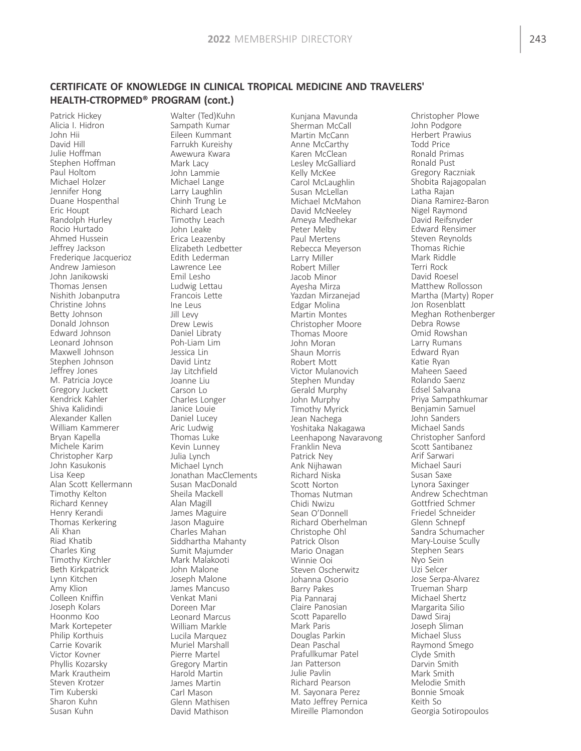### CERTIFICATE OF KNOWLEDGE IN CLINICAL TROPICAL MEDICINE AND TRAVELERS' HEALTH-CTROPMED® PROGRAM (cont.)

Patrick Hickey
Alicia I. Hidron
John Hii
David Hill
Julie Hoffman
Stephen Hoffman
Paul Holtom
Michael Holzer
Jennifer Hong
Duane Hospenthal
Eric Houpt
Randolph Hurley
Rocio Hurtado
Ahmed Hussein
Jeffrey Jackson
Frederique Jacquerioz
Andrew Jamieson
John Janikowski
Thomas Jensen
Nishith Jobanputra
Christine Johns
Betty Johnson
Donald Johnson
Edward Johnson
Leonard Johnson
Maxwell Johnson
Stephen Johnson
Jeffrey Jones
M. Patricia Joyce
Gregory Juckett
Kendrick Kahler
Shiva Kalidindi
Alexander Kallen
William Kammerer
Bryan Kapella
Michele Karim
Christopher Karp
John Kasukonis
Lisa Keep
Alan Scott Kellermann
Timothy Kelton
Richard Kenney
Henry Kerandi
Thomas Kerkering
Ali Khan
Riad Khatib
Charles King
Timothy Kirchler
Beth Kirkpatrick
Lynn Kitchen
Amy Klion
Colleen Kniffin
Joseph Kolars
Hoonmo Koo
Mark Kortepeter
Philip Korthuis
Carrie Kovarik
Victor Kovner
Phyllis Kozarsky
Mark Krautheim
Steven Krotzer
Tim Kuberski
Sharon Kuhn
Susan Kuhn
Walter (Ted)Kuhn
Sampath Kumar
Eileen Kummant
Farrukh Kureishy
Awewura Kwara
Mark Lacy
John Lammie
Michael Lange
Larry Laughlin
Chinh Trung Le
Richard Leach
Timothy Leach
John Leake
Erica Leazenby
Elizabeth Ledbetter
Edith Lederman
Lawrence Lee
Emil Lesho
Ludwig Lettau
Francois Lette
Ine Leus
Jill Levy
Drew Lewis
Daniel Libraty
Poh-Liam Lim
Jessica Lin
David Lintz
Jay Litchfield
Joanne Liu
Carson Lo
Charles Longer
Janice Louie
Daniel Lucey
Aric Ludwig
Thomas Luke
Kevin Lunney
Julia Lynch
Michael Lynch
Jonathan MacClements
Susan MacDonald
Sheila Mackell
Alan Magill
James Maguire
Jason Maguire
Charles Mahan
Siddhartha Mahanty
Sumit Majumder
Mark Malakooti
John Malone
Joseph Malone
James Mancuso
Venkat Mani
Doreen Mar
Leonard Marcus
William Markle
Lucila Marquez
Muriel Marshall
Pierre Martel
Gregory Martin
Harold Martin
James Martin
Carl Mason
Glenn Mathisen
David Mathison
Kunjana Mavunda
Sherman McCall
Martin McCann
Anne McCarthy
Karen McClean
Lesley McGalliard
Kelly McKee
Carol McLaughlin
Susan McLellan
Michael McMahon
David McNeeley
Ameya Medhekar
Peter Melby
Paul Mertens
Rebecca Meyerson
Larry Miller
Robert Miller
Jacob Minor
Ayesha Mirza
Yazdan Mirzanejad
Edgar Molina
Martin Montes
Christopher Moore
Thomas Moore
John Moran
Shaun Morris
Robert Mott
Victor Mulanovich
Stephen Munday
Gerald Murphy
John Murphy
Timothy Myrick
Jean Nachega
Yoshitaka Nakagawa
Leenhapong Navaravong
Franklin Neva
Patrick Ney
Ank Nijhawan
Richard Niska
Scott Norton
Thomas Nutman
Chidi Nwizu
Sean O'Donnell
Richard Oberhelman
Christophe Ohl
Patrick Olson
Mario Onagan
Winnie Ooi
Steven Oscherwitz
Johanna Osorio
Barry Pakes
Pia Pannaraj
Claire Panosian
Scott Paparello
Mark Paris
Douglas Parkin
Dean Paschal
Prafullkumar Patel
Jan Patterson
Julie Pavlin
Richard Pearson
M. Sayonara Perez
Mato Jeffrey Pernica
Mireille Plamondon
Christopher Plowe
John Podgore
Herbert Prawius
Todd Price
Ronald Primas
Ronald Pust
Gregory Raczniak
Shobita Rajagopalan
Latha Rajan
Diana Ramirez-Baron
Nigel Raymond
David Reifsnyder
Edward Rensimer
Steven Reynolds
Thomas Richie
Mark Riddle
Terri Rock
David Roesel
Matthew Rollosson
Martha (Marty) Roper
Jon Rosenblatt
Meghan Rothenberger
Debra Rowse
Omid Rowshan
Larry Rumans
Edward Ryan
Katie Ryan
Maheen Saeed
Rolando Saenz
Edsel Salvana
Priya Sampathkumar
Benjamin Samuel
John Sanders
Michael Sands
Christopher Sanford
Scott Santibanez
Arif Sarwari
Michael Sauri
Susan Saxe
Lynora Saxinger
Andrew Schechtman
Gottfried Schmer
Friedel Schneider
Glenn Schnepf
Sandra Schumacher
Mary-Louise Scully
Stephen Sears
Nyo Sein
Uzi Selcer
Jose Serpa-Alvarez
Trueman Sharp
Michael Shertz
Margarita Silio
Dawd Siraj
Joseph Sliman
Michael Sluss
Raymond Smego
Clyde Smith
Darvin Smith
Mark Smith
Melodie Smith
Bonnie Smoak
Keith So
Georgia Sotiropoulos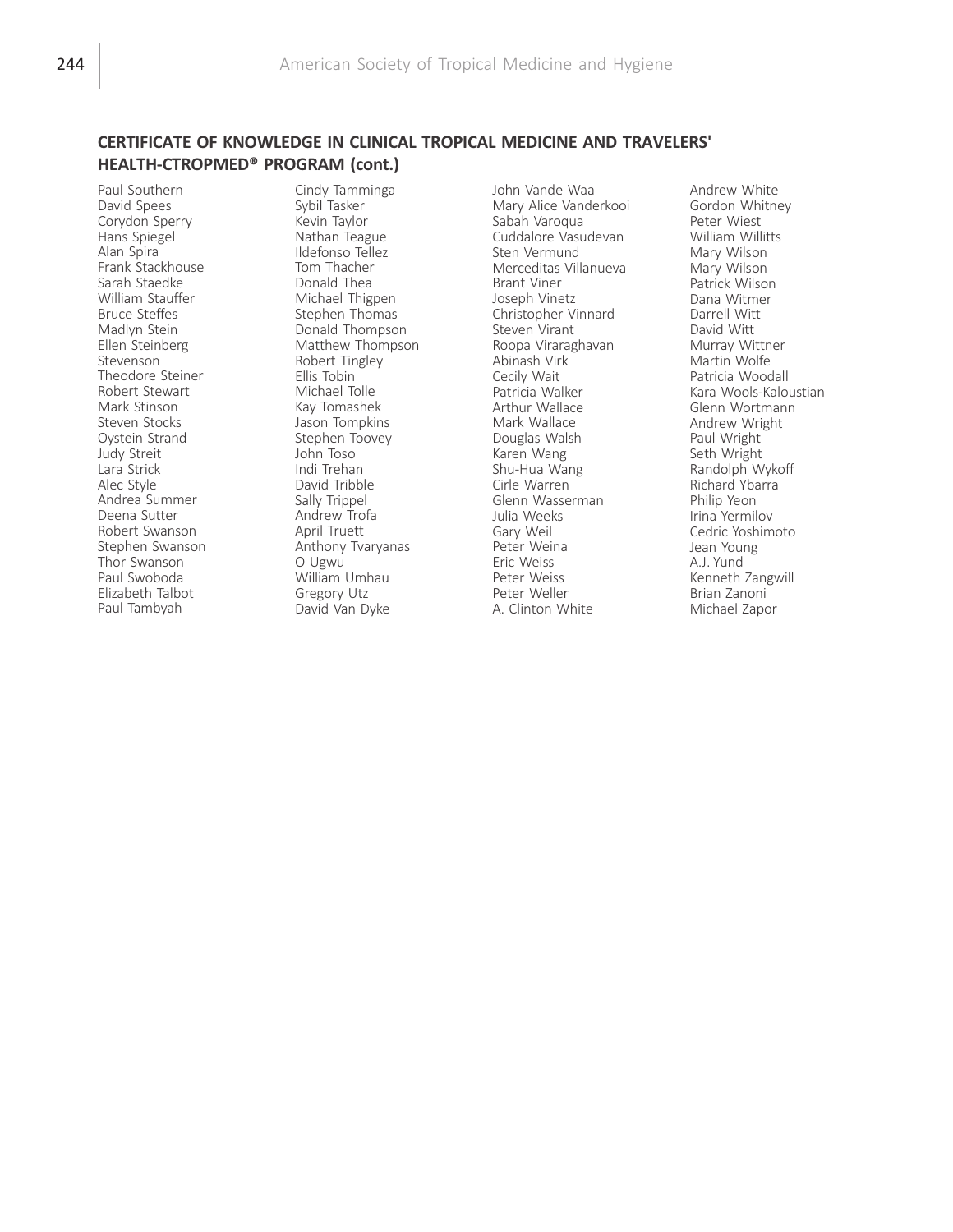## CERTIFICATE OF KNOWLEDGE IN CLINICAL TROPICAL MEDICINE AND TRAVELERS' HEALTH-CTROPMED® PROGRAM (cont.)

Paul Southern
David Spees
Corydon Sperry
Hans Spiegel
Alan Spira
Frank Stackhouse
Sarah Staedke
William Stauffer
Bruce Steffes
Madlyn Stein
Ellen Steinberg
Stevenson
Theodore Steiner
Robert Stewart
Mark Stinson
Steven Stocks
Oystein Strand
Judy Streit
Lara Strick
Alec Style
Andrea Summer
Deena Sutter
Robert Swanson
Stephen Swanson
Thor Swanson
Paul Swoboda
Elizabeth Talbot
Paul Tambyah
Cindy Tamminga
Sybil Tasker
Kevin Taylor
Nathan Teague
Ildefonso Tellez
Tom Thacher
Donald Thea
Michael Thigpen
Stephen Thomas
Donald Thompson
Matthew Thompson
Robert Tingley
Ellis Tobin
Michael Tolle
Kay Tomashek
Jason Tompkins
Stephen Toovey
John Toso
Indi Trehan
David Tribble
Sally Trippel
Andrew Trofa
April Truett
Anthony Tvaryanas
O Ugwu
William Umhau
Gregory Utz
David Van Dyke
John Vande Waa
Mary Alice Vanderkooi
Sabah Varoqua
Cuddalore Vasudevan
Sten Vermund
Merceditas Villanueva
Brant Viner
Joseph Vinetz
Christopher Vinnard
Steven Virant
Roopa Viraraghavan
Abinash Virk
Cecily Wait
Patricia Walker
Arthur Wallace
Mark Wallace
Douglas Walsh
Karen Wang
Shu-Hua Wang
Cirle Warren
Glenn Wasserman
Julia Weeks
Gary Weil
Peter Weina
Eric Weiss
Peter Weiss
Peter Weller
A. Clinton White
Andrew White
Gordon Whitney
Peter Wiest
William Willitts
Mary Wilson
Mary Wilson
Patrick Wilson
Dana Witmer
Darrell Witt
David Witt
Murray Wittner
Martin Wolfe
Patricia Woodall
Kara Wools-Kaloustian
Glenn Wortmann
Andrew Wright
Paul Wright
Seth Wright
Randolph Wykoff
Richard Ybarra
Philip Yeon
Irina Yermilov
Cedric Yoshimoto
Jean Young
A.J. Yund
Kenneth Zangwill
Brian Zanoni
Michael Zapor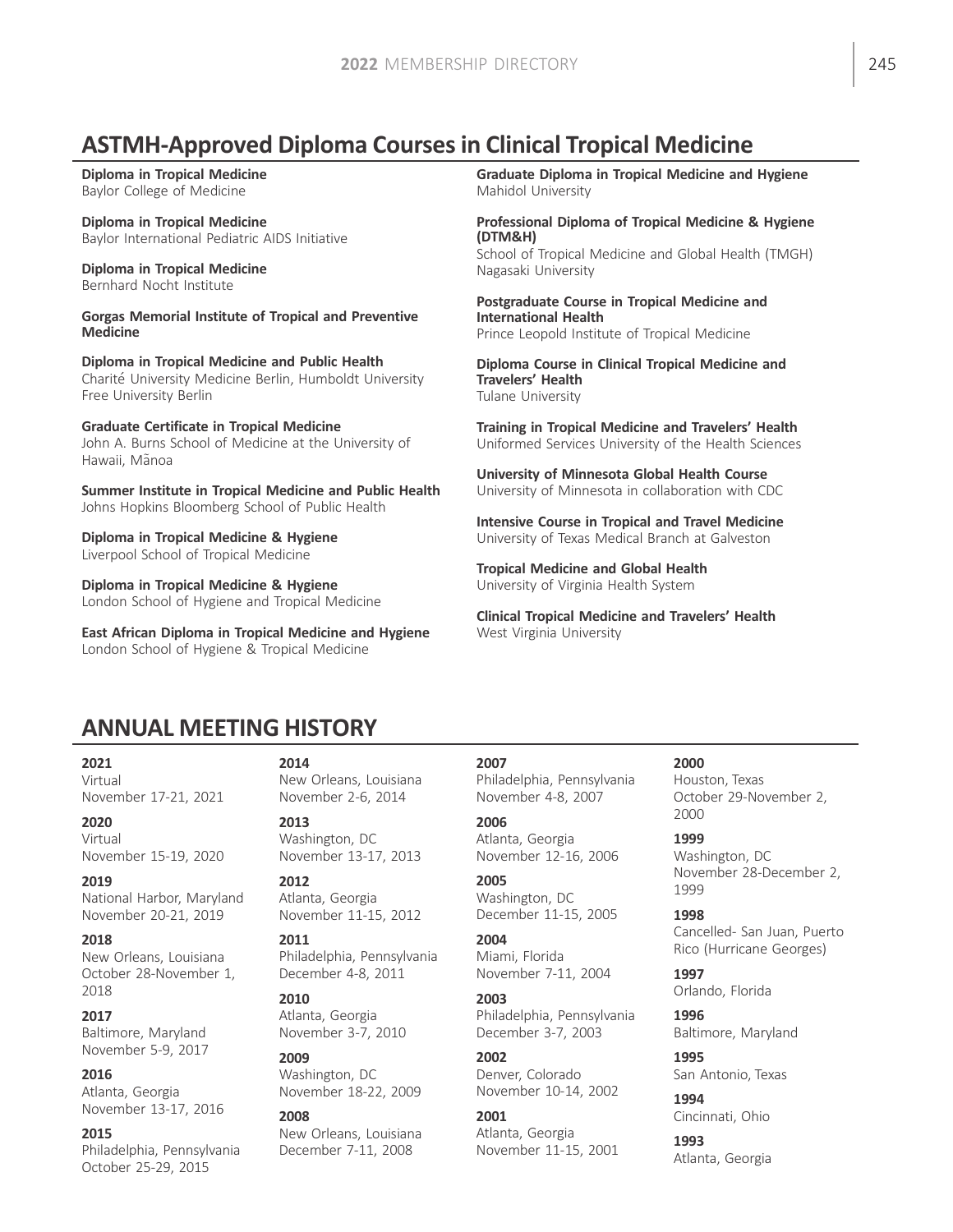## ASTMH-Approved Diploma Courses in Clinical Tropical Medicine

**Diploma in Tropical Medicine**
Baylor College of Medicine

**Diploma in Tropical Medicine**
Baylor International Pediatric AIDS Initiative

**Diploma in Tropical Medicine**
Bernhard Nocht Institute

**Gorgas Memorial Institute of Tropical and Preventive Medicine**

**Diploma in Tropical Medicine and Public Health**
Charité University Medicine Berlin, Humboldt University Free University Berlin

**Graduate Certificate in Tropical Medicine**
John A. Burns School of Medicine at the University of Hawaii, Mānoa

**Summer Institute in Tropical Medicine and Public Health**
Johns Hopkins Bloomberg School of Public Health

**Diploma in Tropical Medicine & Hygiene**
Liverpool School of Tropical Medicine

**Diploma in Tropical Medicine & Hygiene**
London School of Hygiene and Tropical Medicine

**East African Diploma in Tropical Medicine and Hygiene**
London School of Hygiene & Tropical Medicine

**Graduate Diploma in Tropical Medicine and Hygiene**
Mahidol University

**Professional Diploma of Tropical Medicine & Hygiene (DTM&H)**
School of Tropical Medicine and Global Health (TMGH) Nagasaki University

**Postgraduate Course in Tropical Medicine and International Health**
Prince Leopold Institute of Tropical Medicine

**Diploma Course in Clinical Tropical Medicine and Travelers' Health**
Tulane University

**Training in Tropical Medicine and Travelers' Health**
Uniformed Services University of the Health Sciences

**University of Minnesota Global Health Course**
University of Minnesota in collaboration with CDC

**Intensive Course in Tropical and Travel Medicine**
University of Texas Medical Branch at Galveston

**Tropical Medicine and Global Health**
University of Virginia Health System

**Clinical Tropical Medicine and Travelers' Health**
West Virginia University

## ANNUAL MEETING HISTORY

**2021**
Virtual
November 17-21, 2021

**2020**
Virtual
November 15-19, 2020

**2019**
National Harbor, Maryland
November 20-21, 2019

**2018**
New Orleans, Louisiana
October 28-November 1, 2018

**2017**
Baltimore, Maryland
November 5-9, 2017

**2016**
Atlanta, Georgia
November 13-17, 2016

**2015**
Philadelphia, Pennsylvania
October 25-29, 2015

**2014**
New Orleans, Louisiana
November 2-6, 2014

**2013**
Washington, DC
November 13-17, 2013

**2012**
Atlanta, Georgia
November 11-15, 2012

**2011**
Philadelphia, Pennsylvania
December 4-8, 2011

**2010**
Atlanta, Georgia
November 3-7, 2010

**2009**
Washington, DC
November 18-22, 2009

**2008**
New Orleans, Louisiana
December 7-11, 2008

**2007**
Philadelphia, Pennsylvania
November 4-8, 2007

**2006**
Atlanta, Georgia
November 12-16, 2006

**2005**
Washington, DC
December 11-15, 2005

**2004**
Miami, Florida
November 7-11, 2004

**2003**
Philadelphia, Pennsylvania
December 3-7, 2003

**2002**
Denver, Colorado
November 10-14, 2002

**2001**
Atlanta, Georgia
November 11-15, 2001

**2000**
Houston, Texas
October 29-November 2, 2000

**1999**
Washington, DC
November 28-December 2, 1999

**1998**
Cancelled- San Juan, Puerto Rico (Hurricane Georges)

**1997**
Orlando, Florida

**1996**
Baltimore, Maryland

**1995**
San Antonio, Texas

**1994**
Cincinnati, Ohio

**1993**
Atlanta, Georgia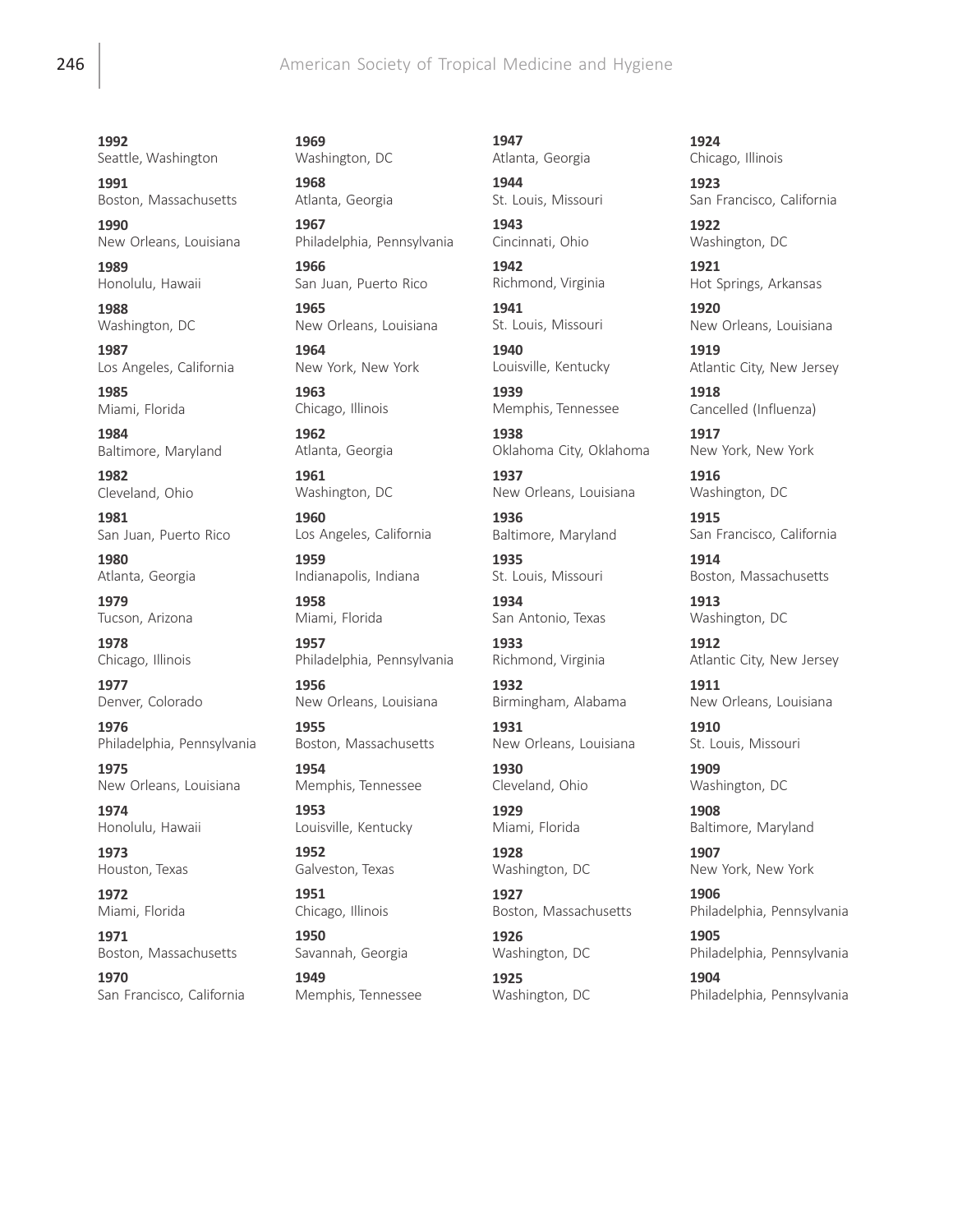**1992**
Seattle, Washington

**1991**
Boston, Massachusetts

**1990**
New Orleans, Louisiana

**1989**
Honolulu, Hawaii

**1988**
Washington, DC

**1987**
Los Angeles, California

**1985**
Miami, Florida

**1984**
Baltimore, Maryland

**1982**
Cleveland, Ohio

**1981**
San Juan, Puerto Rico

**1980**
Atlanta, Georgia

**1979**
Tucson, Arizona

**1978**
Chicago, Illinois

**1977**
Denver, Colorado

**1976**
Philadelphia, Pennsylvania

**1975**
New Orleans, Louisiana

**1974**
Honolulu, Hawaii

**1973**
Houston, Texas

**1972**
Miami, Florida

**1971**
Boston, Massachusetts

**1970**
San Francisco, California

**1969**
Washington, DC

**1968**
Atlanta, Georgia

**1967**
Philadelphia, Pennsylvania

**1966**
San Juan, Puerto Rico

**1965**
New Orleans, Louisiana

**1964**
New York, New York

**1963**
Chicago, Illinois

**1962**
Atlanta, Georgia

**1961**
Washington, DC

**1960**
Los Angeles, California

**1959**
Indianapolis, Indiana

**1958**
Miami, Florida

**1957**
Philadelphia, Pennsylvania

**1956**
New Orleans, Louisiana

**1955**
Boston, Massachusetts

**1954**
Memphis, Tennessee

**1953**
Louisville, Kentucky

**1952**
Galveston, Texas

**1951**
Chicago, Illinois

**1950**
Savannah, Georgia

**1949**
Memphis, Tennessee

**1947**
Atlanta, Georgia

**1944**
St. Louis, Missouri

**1943**
Cincinnati, Ohio

**1942**
Richmond, Virginia

**1941**
St. Louis, Missouri

**1940**
Louisville, Kentucky

**1939**
Memphis, Tennessee

**1938**
Oklahoma City, Oklahoma

**1937**
New Orleans, Louisiana

**1936**
Baltimore, Maryland

**1935**
St. Louis, Missouri

**1934**
San Antonio, Texas

**1933**
Richmond, Virginia

**1932**
Birmingham, Alabama

**1931**
New Orleans, Louisiana

**1930**
Cleveland, Ohio

**1929**
Miami, Florida

**1928**
Washington, DC

**1927**
Boston, Massachusetts

**1926**
Washington, DC

**1925**
Washington, DC

**1924**
Chicago, Illinois

**1923**
San Francisco, California

**1922**
Washington, DC

**1921**
Hot Springs, Arkansas

**1920**
New Orleans, Louisiana

**1919**
Atlantic City, New Jersey

**1918**
Cancelled (Influenza)

**1917**
New York, New York

**1916**
Washington, DC

**1915**
San Francisco, California

**1914**
Boston, Massachusetts

**1913**
Washington, DC

**1912**
Atlantic City, New Jersey

**1911**
New Orleans, Louisiana

**1910**
St. Louis, Missouri

**1909**
Washington, DC

**1908**
Baltimore, Maryland

**1907**
New York, New York

**1906**
Philadelphia, Pennsylvania

**1905**
Philadelphia, Pennsylvania

**1904**
Philadelphia, Pennsylvania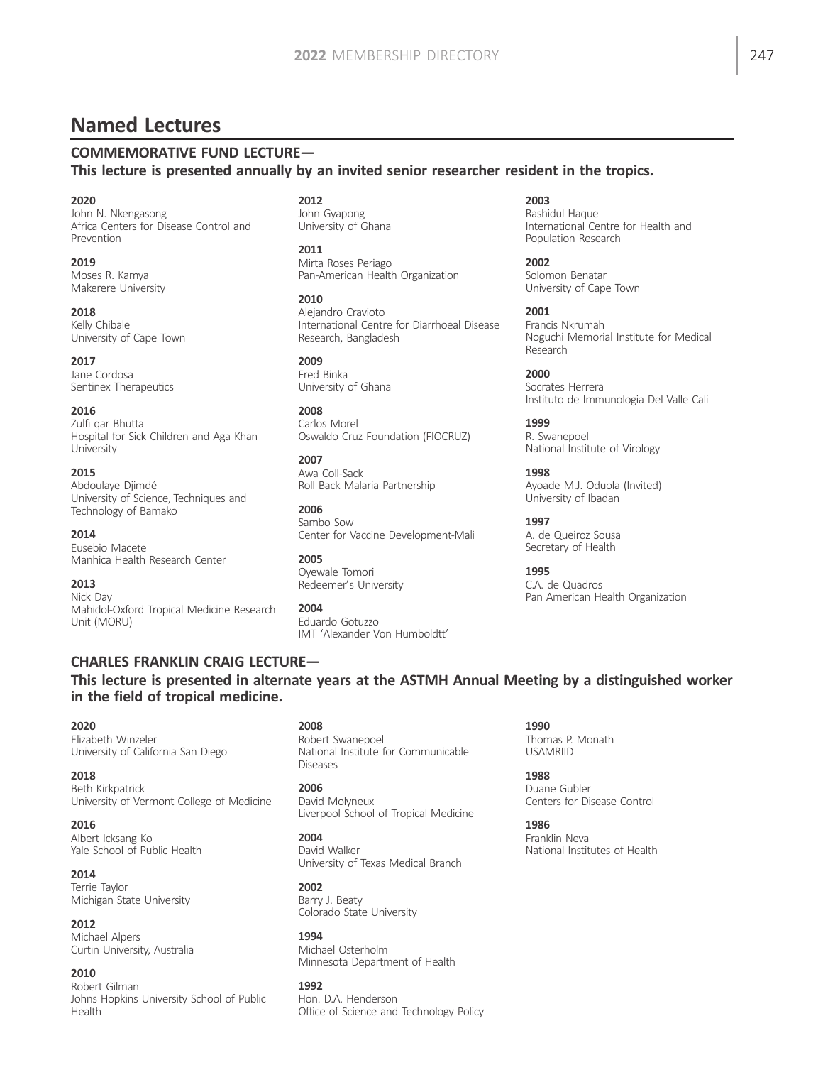# Named Lectures

## COMMEMORATIVE FUND LECTURE—

### This lecture is presented annually by an invited senior researcher resident in the tropics.

**2020**
John N. Nkengasong
Africa Centers for Disease Control and Prevention

**2019**
Moses R. Kamya
Makerere University

**2018**
Kelly Chibale
University of Cape Town

**2017**
Jane Cordosa
Sentinex Therapeutics

**2016**
Zulfi qar Bhutta
Hospital for Sick Children and Aga Khan University

**2015**
Abdoulaye Djimdé
University of Science, Techniques and Technology of Bamako

**2014**
Eusebio Macete
Manhica Health Research Center

**2013**
Nick Day
Mahidol-Oxford Tropical Medicine Research Unit (MORU)

**2012**
John Gyapong
University of Ghana

**2011**
Mirta Roses Periago
Pan-American Health Organization

**2010**
Alejandro Cravioto
International Centre for Diarrhoeal Disease Research, Bangladesh

**2009**
Fred Binka
University of Ghana

**2008**
Carlos Morel
Oswaldo Cruz Foundation (FIOCRUZ)

**2007**
Awa Coll-Sack
Roll Back Malaria Partnership

**2006**
Sambo Sow
Center for Vaccine Development-Mali

**2005**
Oyewale Tomori
Redeemer's University

**2004**
Eduardo Gotuzzo
IMT 'Alexander Von Humboldtt'

**2003**
Rashidul Haque
International Centre for Health and Population Research

**2002**
Solomon Benatar
University of Cape Town

**2001**
Francis Nkrumah
Noguchi Memorial Institute for Medical Research

**2000**
Socrates Herrera
Instituto de Immunologia Del Valle Cali

**1999**
R. Swanepoel
National Institute of Virology

**1998**
Ayoade M.J. Oduola (Invited)
University of Ibadan

**1997**
A. de Queiroz Sousa
Secretary of Health

**1995**
C.A. de Quadros
Pan American Health Organization

## CHARLES FRANKLIN CRAIG LECTURE—

### This lecture is presented in alternate years at the ASTMH Annual Meeting by a distinguished worker in the field of tropical medicine.

**2020**
Elizabeth Winzeler
University of California San Diego

**2018**
Beth Kirkpatrick
University of Vermont College of Medicine

**2016**
Albert Icksang Ko
Yale School of Public Health

**2014**
Terrie Taylor
Michigan State University

**2012**
Michael Alpers
Curtin University, Australia

**2010**
Robert Gilman
Johns Hopkins University School of Public Health

**2008**
Robert Swanepoel
National Institute for Communicable Diseases

**2006**
David Molyneux
Liverpool School of Tropical Medicine

**2004**
David Walker
University of Texas Medical Branch

**2002**
Barry J. Beaty
Colorado State University

**1994**
Michael Osterholm
Minnesota Department of Health

**1992**
Hon. D.A. Henderson
Office of Science and Technology Policy

**1990**
Thomas P. Monath
USAMRIID

**1988**
Duane Gubler
Centers for Disease Control

**1986**
Franklin Neva
National Institutes of Health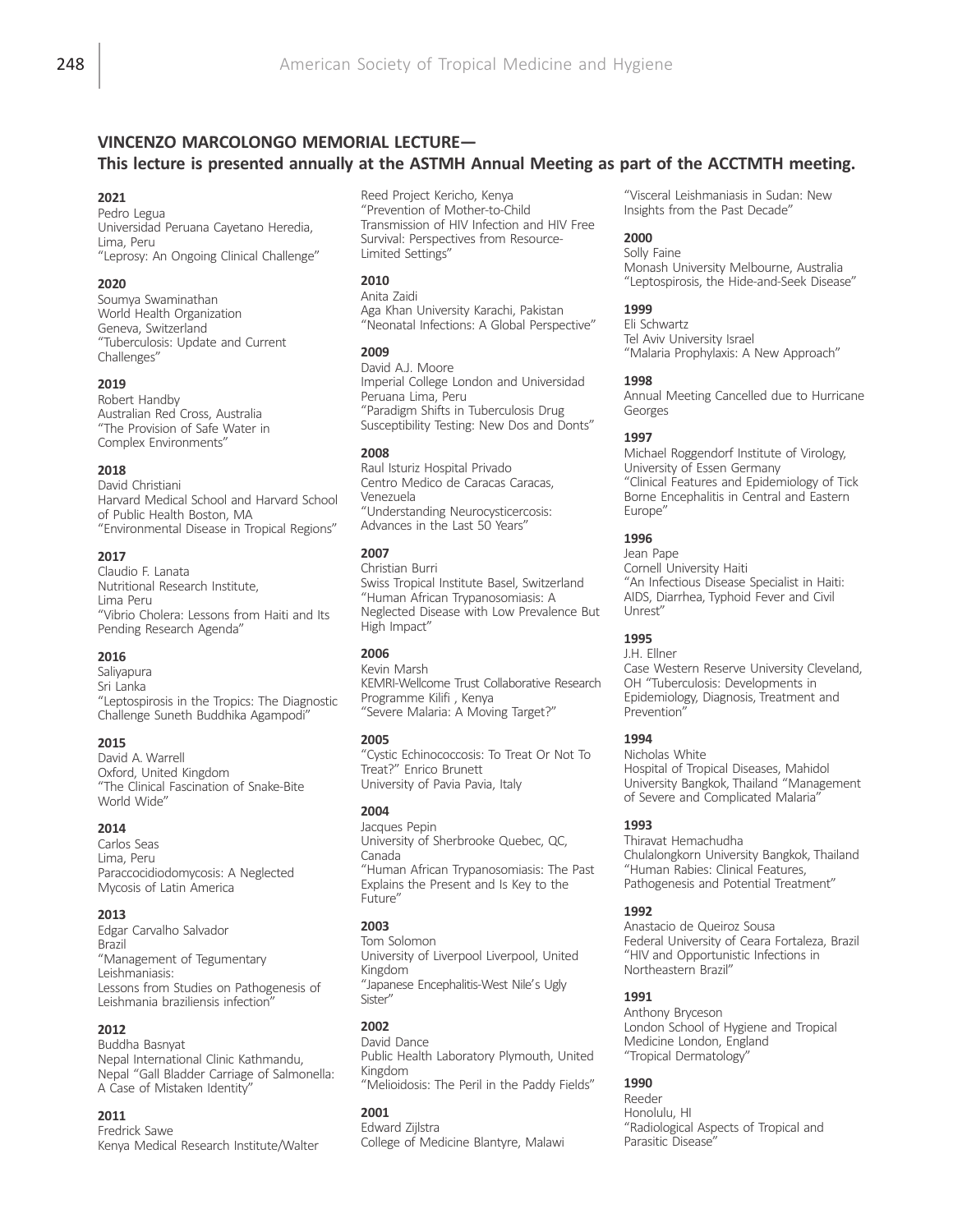## VINCENZO MARCOLONGO MEMORIAL LECTURE—
## This lecture is presented annually at the ASTMH Annual Meeting as part of the ACCTMTH meeting.

**2021**
Pedro Legua
Universidad Peruana Cayetano Heredia, Lima, Peru
"Leprosy: An Ongoing Clinical Challenge"

**2020**
Soumya Swaminathan
World Health Organization
Geneva, Switzerland
"Tuberculosis: Update and Current Challenges"

**2019**
Robert Handby
Australian Red Cross, Australia
"The Provision of Safe Water in Complex Environments"

**2018**
David Christiani
Harvard Medical School and Harvard School of Public Health Boston, MA
"Environmental Disease in Tropical Regions"

**2017**
Claudio F. Lanata
Nutritional Research Institute,
Lima Peru
"Vibrio Cholera: Lessons from Haiti and Its Pending Research Agenda"

**2016**
Saliyapura
Sri Lanka
"Leptospirosis in the Tropics: The Diagnostic Challenge Suneth Buddhika Agampodi"

**2015**
David A. Warrell
Oxford, United Kingdom
"The Clinical Fascination of Snake-Bite World Wide"

**2014**
Carlos Seas
Lima, Peru
Paraccocidiodomycosis: A Neglected Mycosis of Latin America

**2013**
Edgar Carvalho Salvador
Brazil
"Management of Tegumentary Leishmaniasis:
Lessons from Studies on Pathogenesis of Leishmania braziliensis infection"

**2012**
Buddha Basnyat
Nepal International Clinic Kathmandu, Nepal "Gall Bladder Carriage of Salmonella: A Case of Mistaken Identity"

**2011**
Fredrick Sawe
Kenya Medical Research Institute/Walter Reed Project Kericho, Kenya
"Prevention of Mother-to-Child Transmission of HIV Infection and HIV Free Survival: Perspectives from Resource-Limited Settings"

**2010**
Anita Zaidi
Aga Khan University Karachi, Pakistan
"Neonatal Infections: A Global Perspective"

**2009**
David A.J. Moore
Imperial College London and Universidad Peruana Lima, Peru
"Paradigm Shifts in Tuberculosis Drug Susceptibility Testing: New Dos and Donts"

**2008**
Raul Isturiz Hospital Privado
Centro Medico de Caracas Caracas, Venezuela
"Understanding Neurocysticercosis: Advances in the Last 50 Years"

**2007**
Christian Burri
Swiss Tropical Institute Basel, Switzerland
"Human African Trypanosomiasis: A Neglected Disease with Low Prevalence But High Impact"

**2006**
Kevin Marsh
KEMRI-Wellcome Trust Collaborative Research Programme Kilifi , Kenya
"Severe Malaria: A Moving Target?"

**2005**
"Cystic Echinococcosis: To Treat Or Not To Treat?" Enrico Brunett
University of Pavia Pavia, Italy

**2004**
Jacques Pepin
University of Sherbrooke Quebec, QC, Canada
"Human African Trypanosomiasis: The Past Explains the Present and Is Key to the Future"

**2003**
Tom Solomon
University of Liverpool Liverpool, United Kingdom
"Japanese Encephalitis-West Nile's Ugly Sister"

**2002**
David Dance
Public Health Laboratory Plymouth, United Kingdom
"Melioidosis: The Peril in the Paddy Fields"

**2001**
Edward Zijlstra
College of Medicine Blantyre, Malawi
"Visceral Leishmaniasis in Sudan: New Insights from the Past Decade"

**2000**
Solly Faine
Monash University Melbourne, Australia
"Leptospirosis, the Hide-and-Seek Disease"

**1999**
Eli Schwartz
Tel Aviv University Israel
"Malaria Prophylaxis: A New Approach"

**1998**
Annual Meeting Cancelled due to Hurricane Georges

**1997**
Michael Roggendorf Institute of Virology, University of Essen Germany
"Clinical Features and Epidemiology of Tick Borne Encephalitis in Central and Eastern Europe"

**1996**
Jean Pape
Cornell University Haiti
"An Infectious Disease Specialist in Haiti: AIDS, Diarrhea, Typhoid Fever and Civil Unrest"

**1995**
J.H. Ellner
Case Western Reserve University Cleveland, OH "Tuberculosis: Developments in Epidemiology, Diagnosis, Treatment and Prevention"

**1994**
Nicholas White
Hospital of Tropical Diseases, Mahidol University Bangkok, Thailand "Management of Severe and Complicated Malaria"

**1993**
Thiravat Hemachudha
Chulalongkorn University Bangkok, Thailand
"Human Rabies: Clinical Features, Pathogenesis and Potential Treatment"

**1992**
Anastacio de Queiroz Sousa
Federal University of Ceara Fortaleza, Brazil
"HIV and Opportunistic Infections in Northeastern Brazil"

**1991**
Anthony Bryceson
London School of Hygiene and Tropical Medicine London, England
"Tropical Dermatology"

**1990**
Reeder
Honolulu, HI
"Radiological Aspects of Tropical and Parasitic Disease"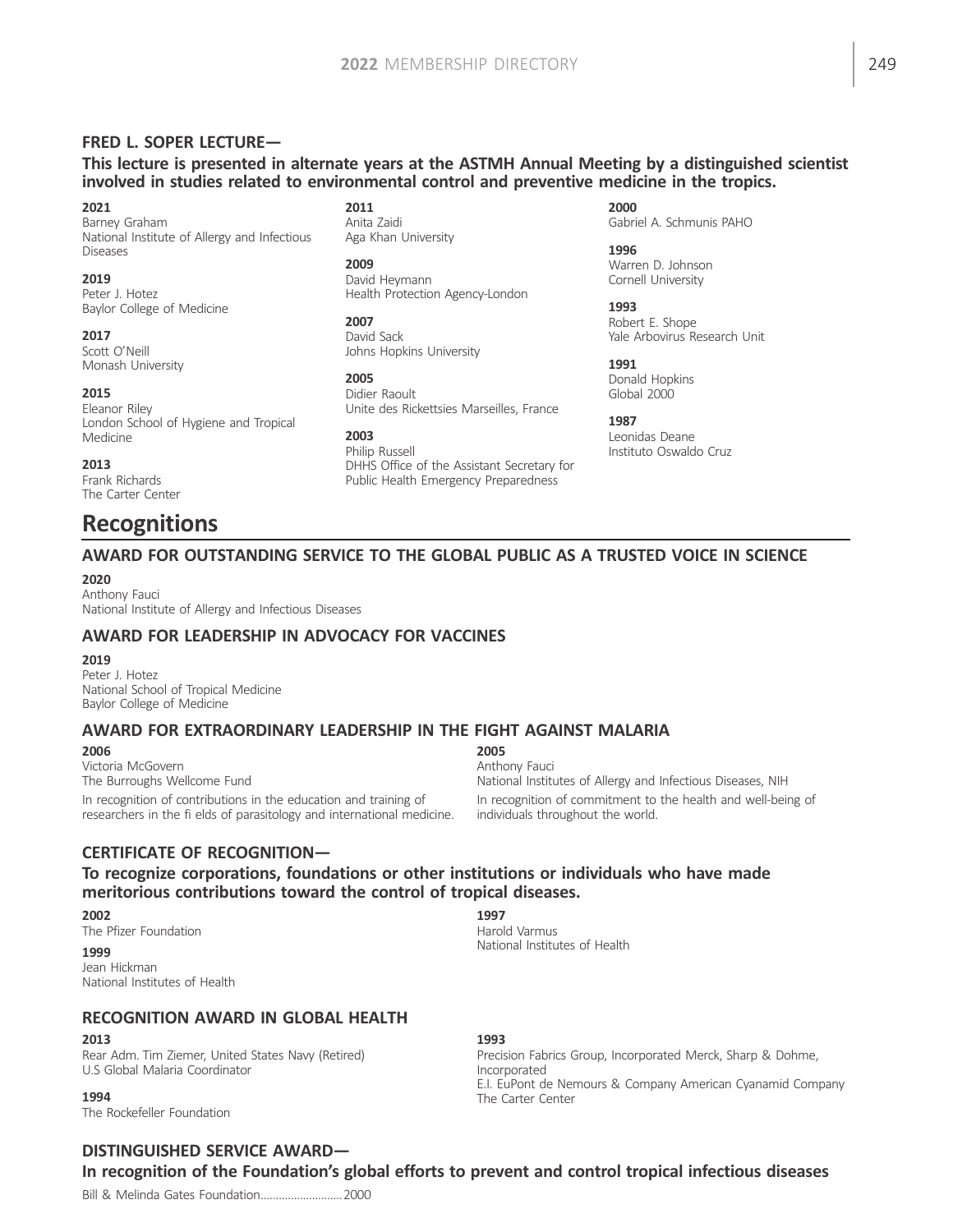**FRED L. SOPER LECTURE—**

**This lecture is presented in alternate years at the ASTMH Annual Meeting by a distinguished scientist involved in studies related to environmental control and preventive medicine in the tropics.**

**2021**
Barney Graham
National Institute of Allergy and Infectious Diseases

**2019**
Peter J. Hotez
Baylor College of Medicine

**2017**
Scott O'Neill
Monash University

**2015**
Eleanor Riley
London School of Hygiene and Tropical Medicine

**2013**
Frank Richards
The Carter Center

**2011**
Anita Zaidi
Aga Khan University

**2009**
David Heymann
Health Protection Agency-London

**2007**
David Sack
Johns Hopkins University

**2005**
Didier Raoult
Unite des Rickettsies Marseilles, France

**2003**
Philip Russell
DHHS Office of the Assistant Secretary for Public Health Emergency Preparedness

**2000**
Gabriel A. Schmunis PAHO

**1996**
Warren D. Johnson
Cornell University

**1993**
Robert E. Shope
Yale Arbovirus Research Unit

**1991**
Donald Hopkins
Global 2000

**1987**
Leonidas Deane
Instituto Oswaldo Cruz

# Recognitions

## AWARD FOR OUTSTANDING SERVICE TO THE GLOBAL PUBLIC AS A TRUSTED VOICE IN SCIENCE

**2020**
Anthony Fauci
National Institute of Allergy and Infectious Diseases

## AWARD FOR LEADERSHIP IN ADVOCACY FOR VACCINES

**2019**
Peter J. Hotez
National School of Tropical Medicine
Baylor College of Medicine

## AWARD FOR EXTRAORDINARY LEADERSHIP IN THE FIGHT AGAINST MALARIA

**2006**
Victoria McGovern
The Burroughs Wellcome Fund
In recognition of contributions in the education and training of researchers in the fi elds of parasitology and international medicine.

**2005**
Anthony Fauci
National Institutes of Allergy and Infectious Diseases, NIH
In recognition of commitment to the health and well-being of individuals throughout the world.

## CERTIFICATE OF RECOGNITION—

**To recognize corporations, foundations or other institutions or individuals who have made meritorious contributions toward the control of tropical diseases.**

**2002**
The Pfizer Foundation

**1999**
Jean Hickman
National Institutes of Health

**1997**
Harold Varmus
National Institutes of Health

## RECOGNITION AWARD IN GLOBAL HEALTH

**2013**
Rear Adm. Tim Ziemer, United States Navy (Retired)
U.S Global Malaria Coordinator

**1994**
The Rockefeller Foundation

**1993**
Precision Fabrics Group, Incorporated Merck, Sharp & Dohme, Incorporated
E.I. EuPont de Nemours & Company American Cyanamid Company
The Carter Center

## DISTINGUISHED SERVICE AWARD—

**In recognition of the Foundation's global efforts to prevent and control tropical infectious diseases**

Bill & Melinda Gates Foundation..........................2000